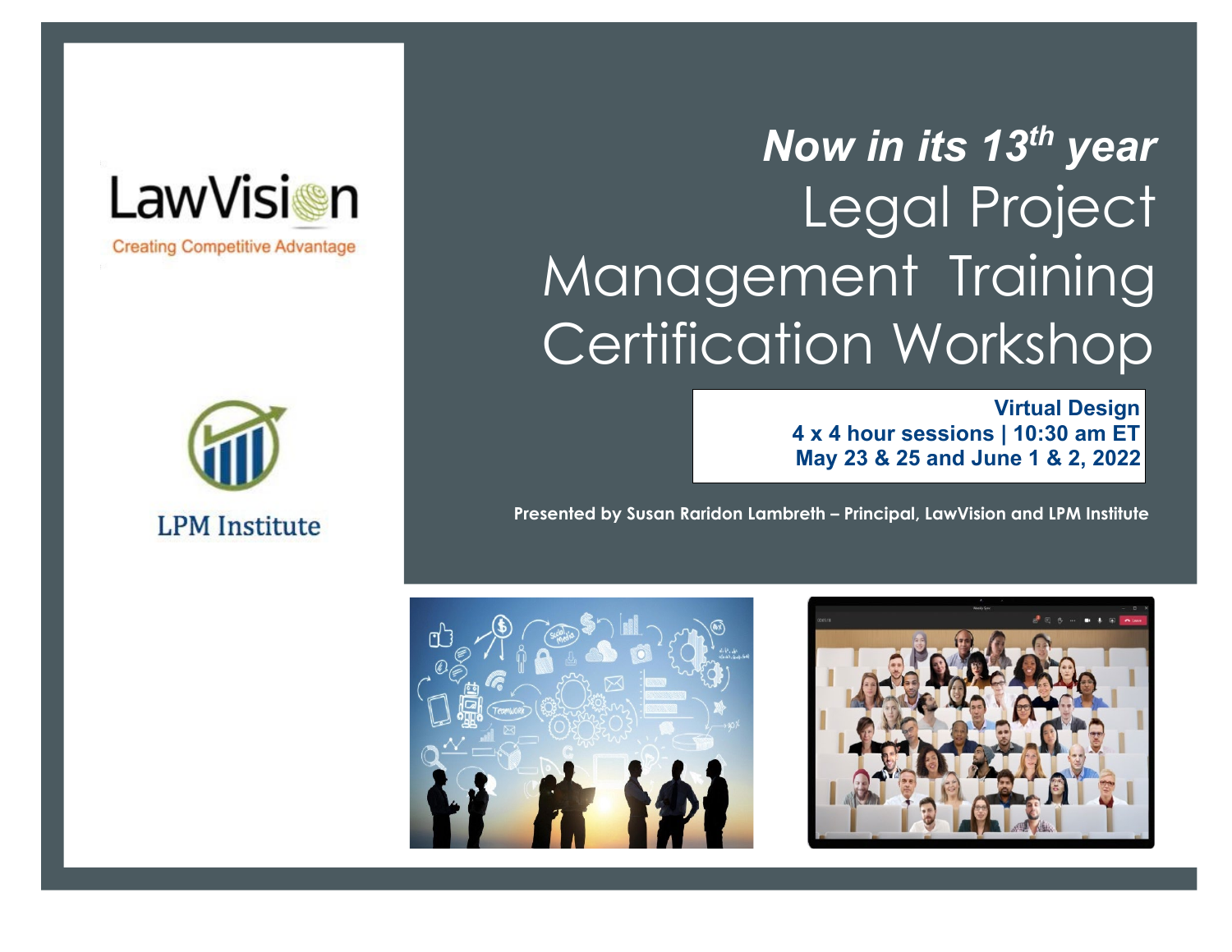LawVision

Creating Competitive Advantage

LPM Institute

***Now in its 13th year***

# Legal Project Management Training Certification Workshop

**Virtual Design**
**4 x 4 hour sessions | 10:30 am ET**
**May 23 & 25 and June 1 & 2, 2022**

**Presented by Susan Raridon Lambreth – Principal, LawVision and LPM Institute**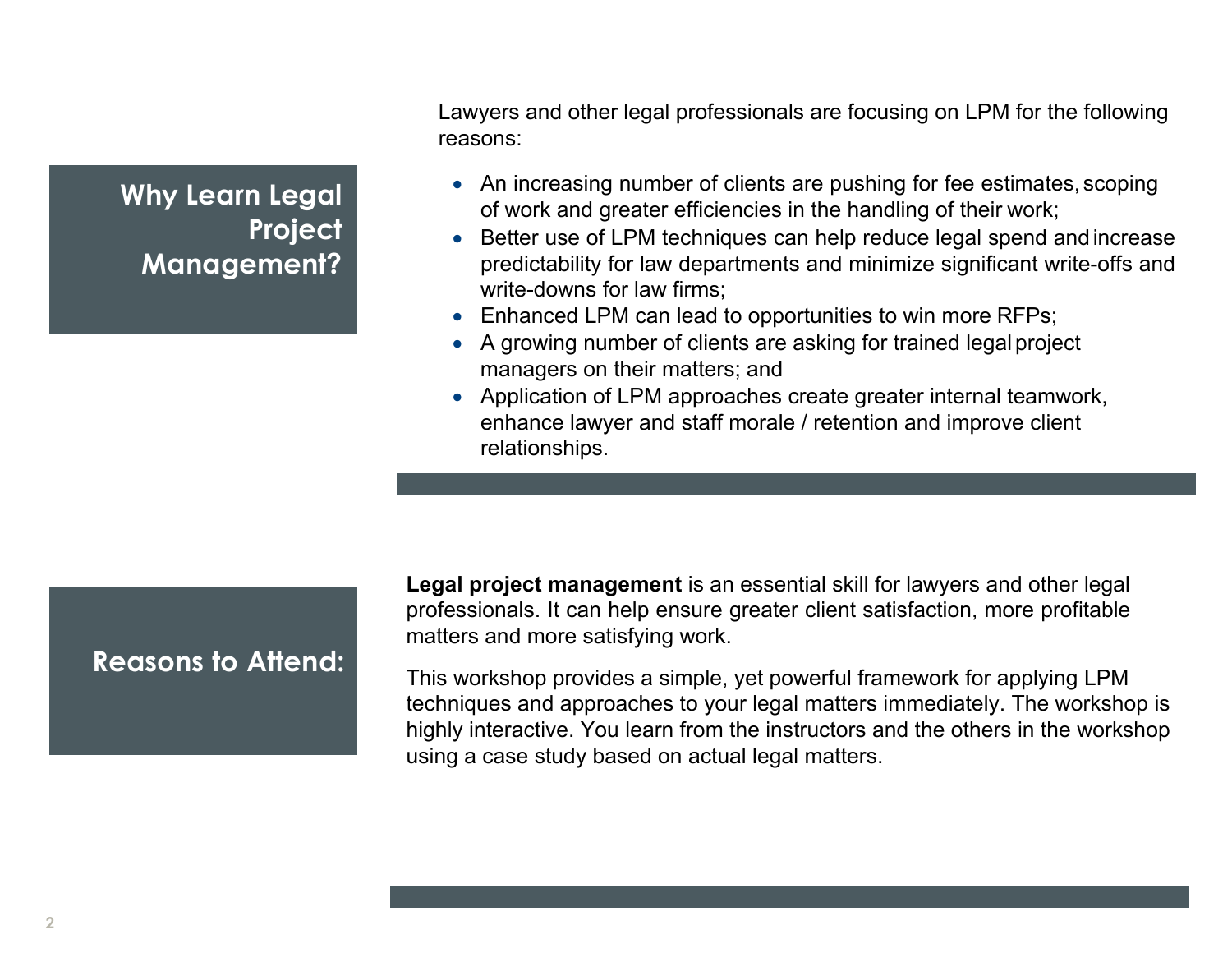## Why Learn Legal Project Management?

Lawyers and other legal professionals are focusing on LPM for the following reasons:

- An increasing number of clients are pushing for fee estimates, scoping of work and greater efficiencies in the handling of their work;
- Better use of LPM techniques can help reduce legal spend and increase predictability for law departments and minimize significant write-offs and write-downs for law firms;
- Enhanced LPM can lead to opportunities to win more RFPs;
- A growing number of clients are asking for trained legal project managers on their matters; and
- Application of LPM approaches create greater internal teamwork, enhance lawyer and staff morale / retention and improve client relationships.

## Reasons to Attend:

**Legal project management** is an essential skill for lawyers and other legal professionals. It can help ensure greater client satisfaction, more profitable matters and more satisfying work.

This workshop provides a simple, yet powerful framework for applying LPM techniques and approaches to your legal matters immediately. The workshop is highly interactive. You learn from the instructors and the others in the workshop using a case study based on actual legal matters.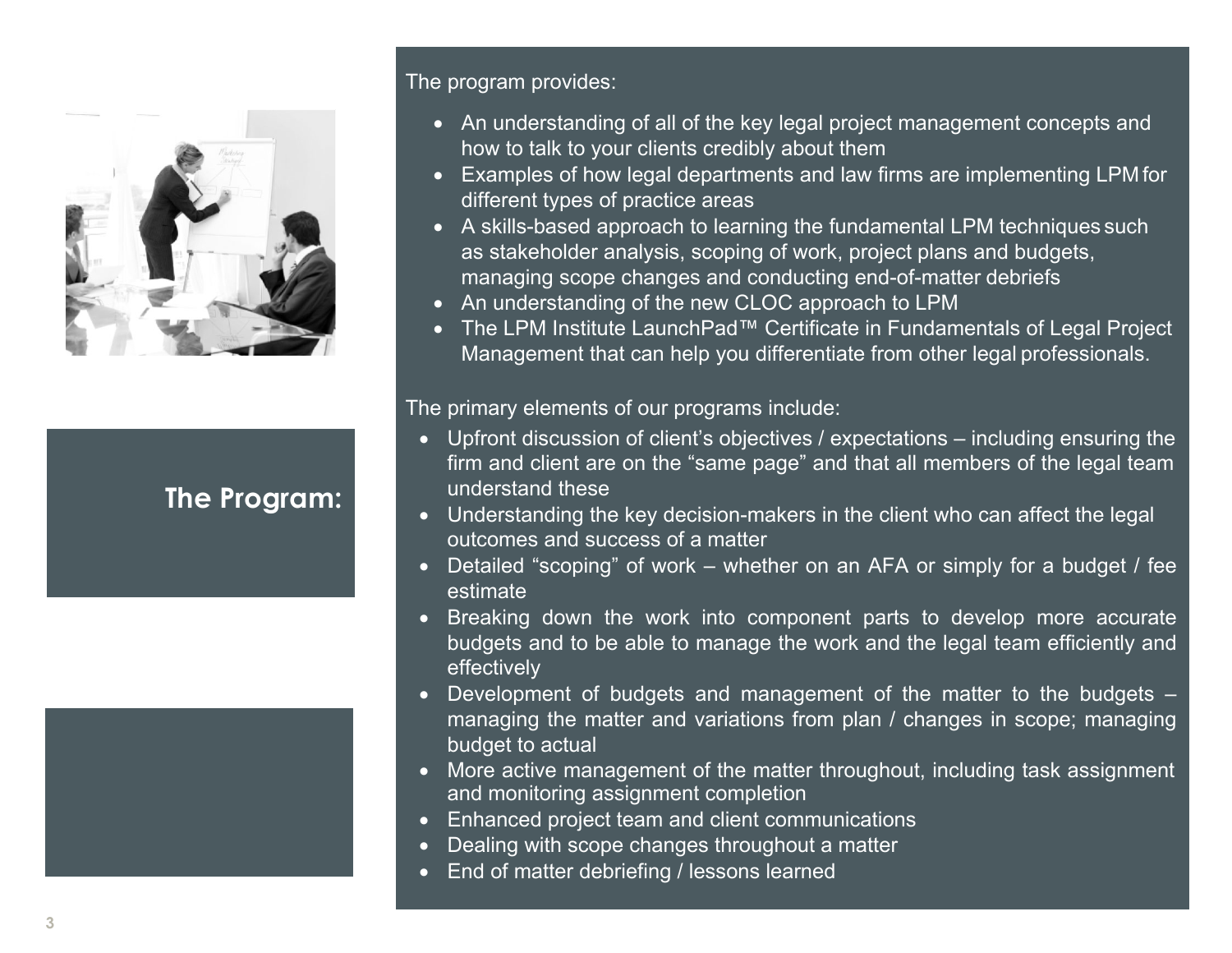## The Program:

The program provides:

- An understanding of all of the key legal project management concepts and how to talk to your clients credibly about them
- Examples of how legal departments and law firms are implementing LPM for different types of practice areas
- A skills-based approach to learning the fundamental LPM techniques such as stakeholder analysis, scoping of work, project plans and budgets, managing scope changes and conducting end-of-matter debriefs
- An understanding of the new CLOC approach to LPM
- The LPM Institute LaunchPad™ Certificate in Fundamentals of Legal Project Management that can help you differentiate from other legal professionals.

The primary elements of our programs include:

- Upfront discussion of client's objectives / expectations – including ensuring the firm and client are on the "same page" and that all members of the legal team understand these
- Understanding the key decision-makers in the client who can affect the legal outcomes and success of a matter
- Detailed "scoping" of work – whether on an AFA or simply for a budget / fee estimate
- Breaking down the work into component parts to develop more accurate budgets and to be able to manage the work and the legal team efficiently and effectively
- Development of budgets and management of the matter to the budgets – managing the matter and variations from plan / changes in scope; managing budget to actual
- More active management of the matter throughout, including task assignment and monitoring assignment completion
- Enhanced project team and client communications
- Dealing with scope changes throughout a matter
- End of matter debriefing / lessons learned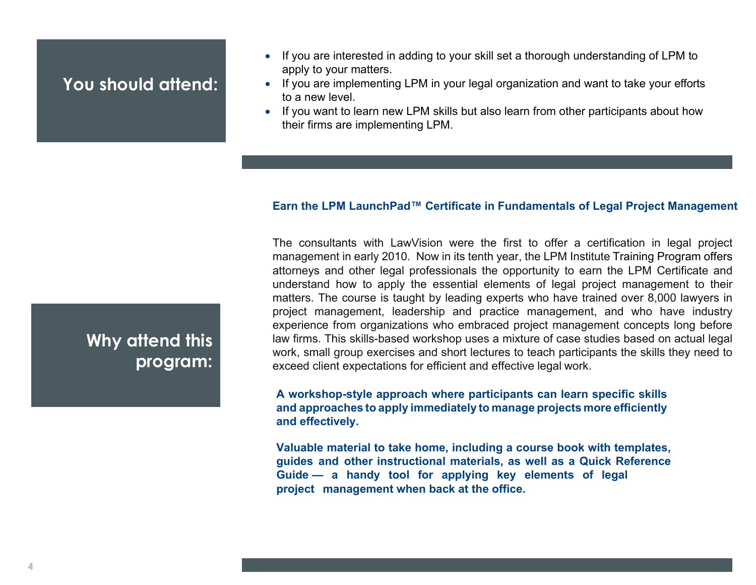## You should attend:

- If you are interested in adding to your skill set a thorough understanding of LPM to apply to your matters.
- If you are implementing LPM in your legal organization and want to take your efforts to a new level.
- If you want to learn new LPM skills but also learn from other participants about how their firms are implementing LPM.

## Why attend this program:

**Earn the LPM LaunchPad™ Certificate in Fundamentals of Legal Project Management**

The consultants with LawVision were the first to offer a certification in legal project management in early 2010. Now in its tenth year, the LPM Institute Training Program offers attorneys and other legal professionals the opportunity to earn the LPM Certificate and understand how to apply the essential elements of legal project management to their matters. The course is taught by leading experts who have trained over 8,000 lawyers in project management, leadership and practice management, and who have industry experience from organizations who embraced project management concepts long before law firms. This skills-based workshop uses a mixture of case studies based on actual legal work, small group exercises and short lectures to teach participants the skills they need to exceed client expectations for efficient and effective legal work.

**A workshop-style approach where participants can learn specific skills and approaches to apply immediately to manage projects more efficiently and effectively.**

**Valuable material to take home, including a course book with templates, guides and other instructional materials, as well as a Quick Reference Guide — a handy tool for applying key elements of legal project management when back at the office.**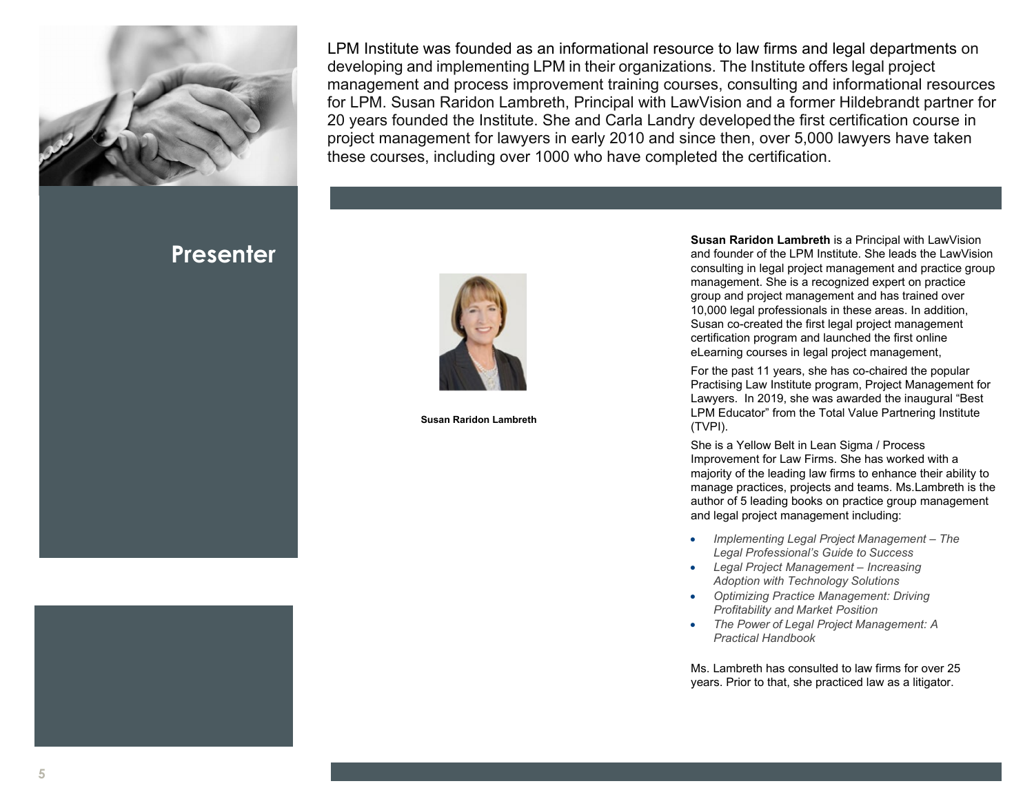LPM Institute was founded as an informational resource to law firms and legal departments on developing and implementing LPM in their organizations. The Institute offers legal project management and process improvement training courses, consulting and informational resources for LPM. Susan Raridon Lambreth, Principal with LawVision and a former Hildebrandt partner for 20 years founded the Institute. She and Carla Landry developed the first certification course in project management for lawyers in early 2010 and since then, over 5,000 lawyers have taken these courses, including over 1000 who have completed the certification.

## Presenter

Susan Raridon Lambreth

**Susan Raridon Lambreth** is a Principal with LawVision and founder of the LPM Institute. She leads the LawVision consulting in legal project management and practice group management. She is a recognized expert on practice group and project management and has trained over 10,000 legal professionals in these areas. In addition, Susan co-created the first legal project management certification program and launched the first online eLearning courses in legal project management,

For the past 11 years, she has co-chaired the popular Practising Law Institute program, Project Management for Lawyers. In 2019, she was awarded the inaugural "Best LPM Educator" from the Total Value Partnering Institute (TVPI).

She is a Yellow Belt in Lean Sigma / Process Improvement for Law Firms. She has worked with a majority of the leading law firms to enhance their ability to manage practices, projects and teams. Ms.Lambreth is the author of 5 leading books on practice group management and legal project management including:

- *Implementing Legal Project Management – The Legal Professional's Guide to Success*
- *Legal Project Management – Increasing Adoption with Technology Solutions*
- *Optimizing Practice Management: Driving Profitability and Market Position*
- *The Power of Legal Project Management: A Practical Handbook*

Ms. Lambreth has consulted to law firms for over 25 years. Prior to that, she practiced law as a litigator.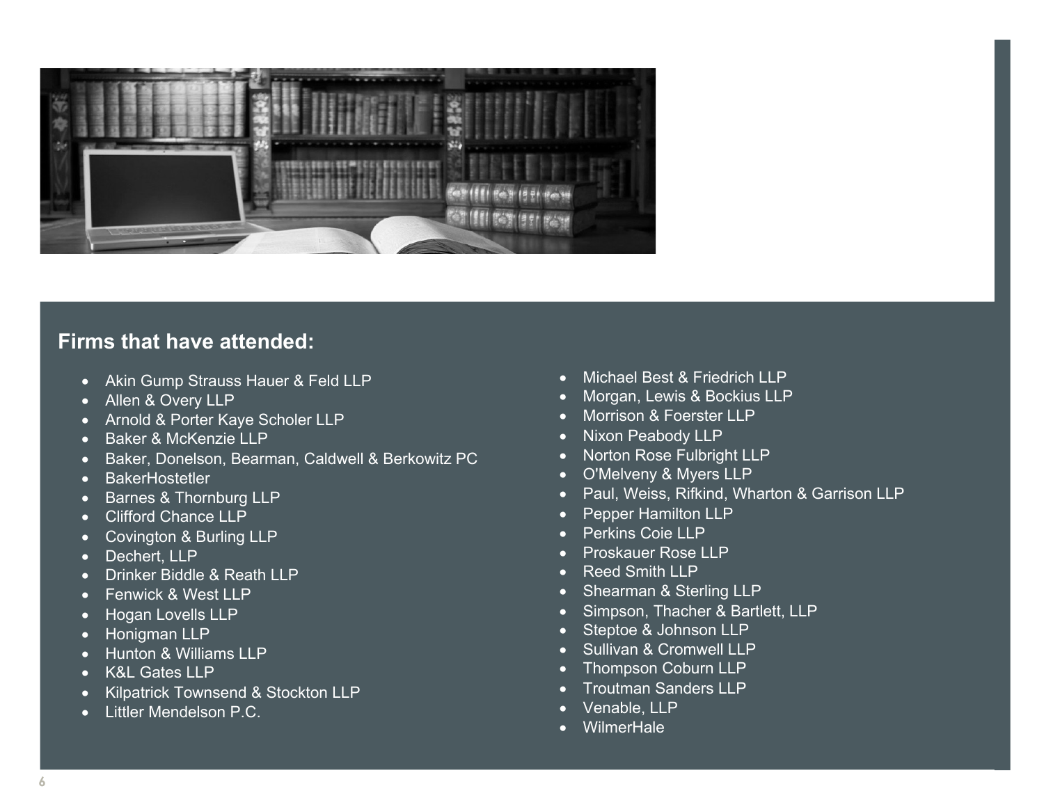## Firms that have attended:

- Akin Gump Strauss Hauer & Feld LLP
- Allen & Overy LLP
- Arnold & Porter Kaye Scholer LLP
- Baker & McKenzie LLP
- Baker, Donelson, Bearman, Caldwell & Berkowitz PC
- BakerHostetler
- Barnes & Thornburg LLP
- Clifford Chance LLP
- Covington & Burling LLP
- Dechert, LLP
- Drinker Biddle & Reath LLP
- Fenwick & West LLP
- Hogan Lovells LLP
- Honigman LLP
- Hunton & Williams LLP
- K&L Gates LLP
- Kilpatrick Townsend & Stockton LLP
- Littler Mendelson P.C.
- Michael Best & Friedrich LLP
- Morgan, Lewis & Bockius LLP
- Morrison & Foerster LLP
- Nixon Peabody LLP
- Norton Rose Fulbright LLP
- O'Melveny & Myers LLP
- Paul, Weiss, Rifkind, Wharton & Garrison LLP
- Pepper Hamilton LLP
- Perkins Coie LLP
- Proskauer Rose LLP
- Reed Smith LLP
- Shearman & Sterling LLP
- Simpson, Thacher & Bartlett, LLP
- Steptoe & Johnson LLP
- Sullivan & Cromwell LLP
- Thompson Coburn LLP
- Troutman Sanders LLP
- Venable, LLP
- WilmerHale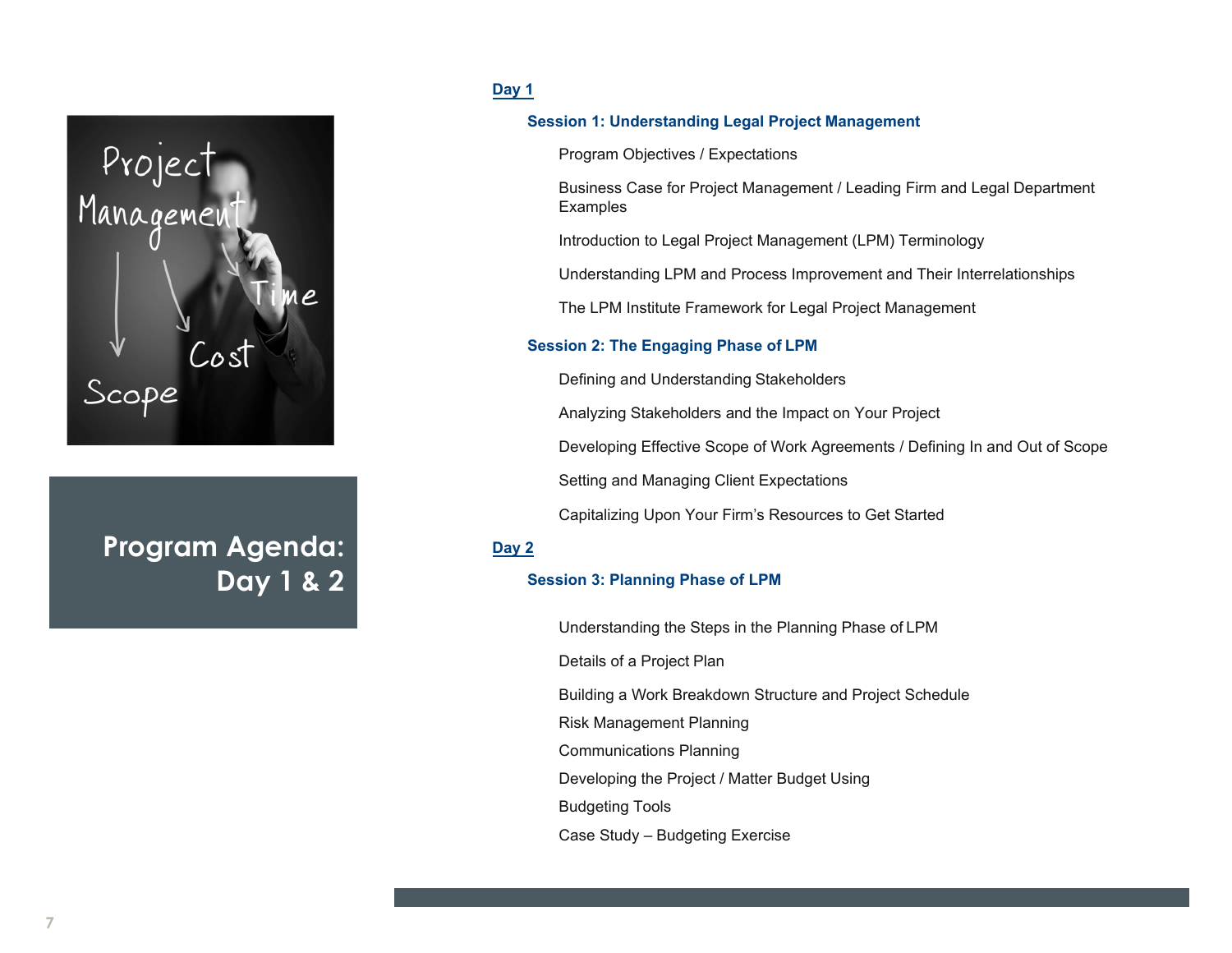# Program Agenda: Day 1 & 2

## Day 1

### Session 1: Understanding Legal Project Management

Program Objectives / Expectations

Business Case for Project Management / Leading Firm and Legal Department Examples

Introduction to Legal Project Management (LPM) Terminology

Understanding LPM and Process Improvement and Their Interrelationships

The LPM Institute Framework for Legal Project Management

### Session 2: The Engaging Phase of LPM

Defining and Understanding Stakeholders

Analyzing Stakeholders and the Impact on Your Project

Developing Effective Scope of Work Agreements / Defining In and Out of Scope

Setting and Managing Client Expectations

Capitalizing Upon Your Firm's Resources to Get Started

## Day 2

### Session 3: Planning Phase of LPM

Understanding the Steps in the Planning Phase of LPM

Details of a Project Plan

Building a Work Breakdown Structure and Project Schedule

Risk Management Planning

Communications Planning

Developing the Project / Matter Budget Using

Budgeting Tools

Case Study – Budgeting Exercise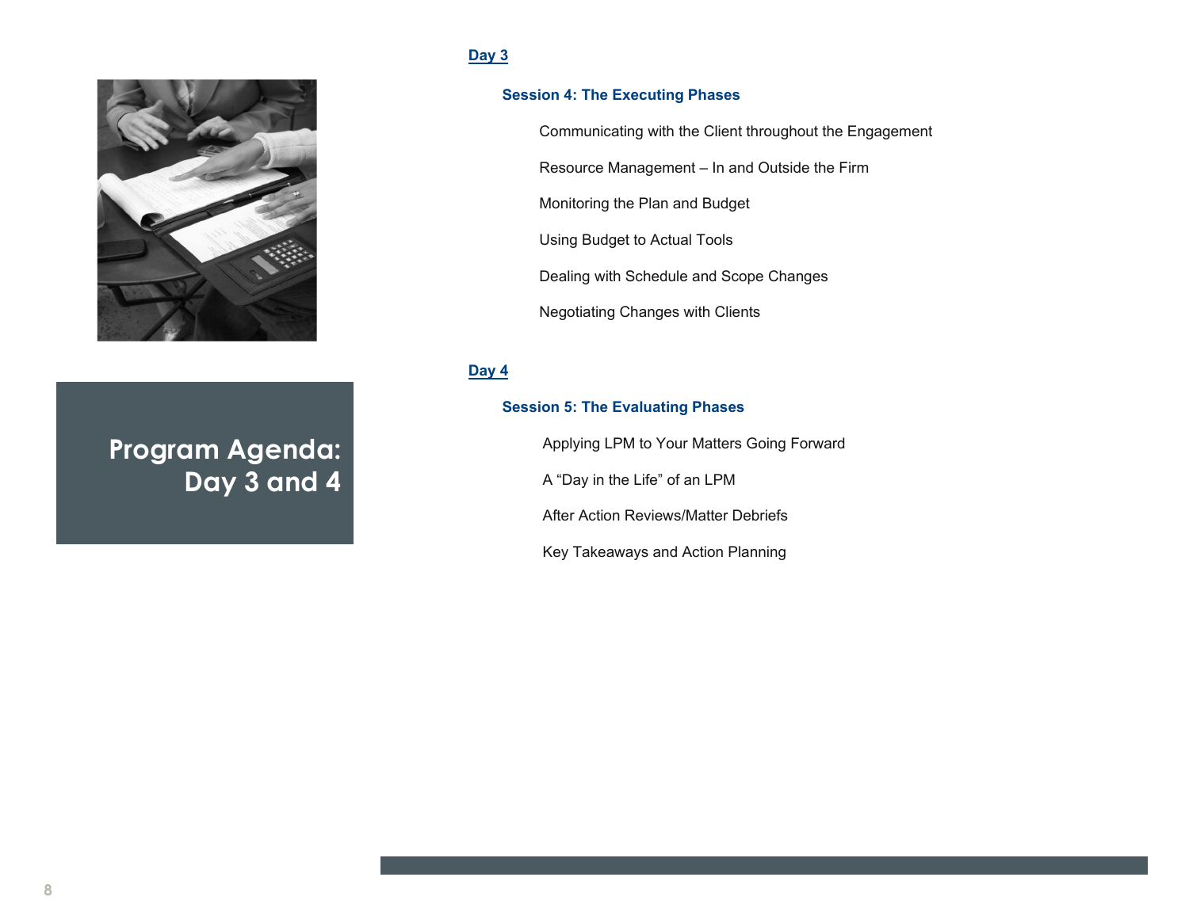# Program Agenda: Day 3 and 4

## Day 3

### Session 4: The Executing Phases

- Communicating with the Client throughout the Engagement
- Resource Management – In and Outside the Firm
- Monitoring the Plan and Budget
- Using Budget to Actual Tools
- Dealing with Schedule and Scope Changes
- Negotiating Changes with Clients

## Day 4

### Session 5: The Evaluating Phases

- Applying LPM to Your Matters Going Forward
- A “Day in the Life” of an LPM
- After Action Reviews/Matter Debriefs
- Key Takeaways and Action Planning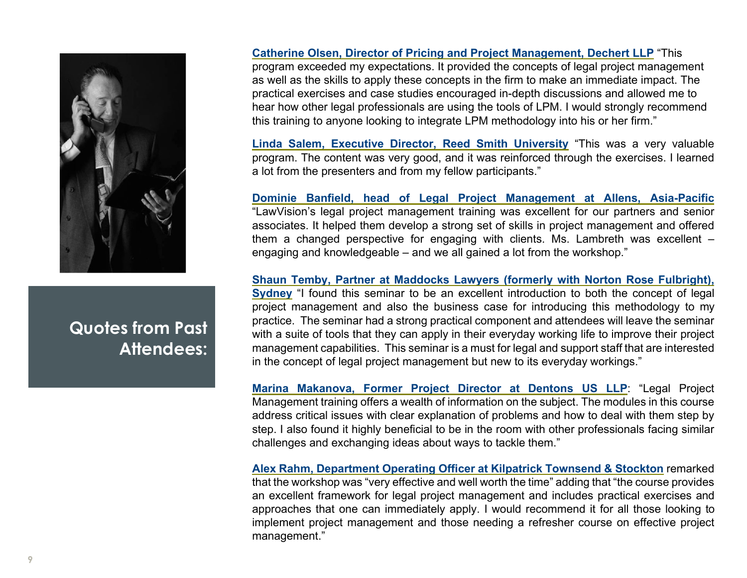## Quotes from Past Attendees:

**Catherine Olsen, Director of Pricing and Project Management, Dechert LLP** "This program exceeded my expectations. It provided the concepts of legal project management as well as the skills to apply these concepts in the firm to make an immediate impact. The practical exercises and case studies encouraged in-depth discussions and allowed me to hear how other legal professionals are using the tools of LPM. I would strongly recommend this training to anyone looking to integrate LPM methodology into his or her firm."

**Linda Salem, Executive Director, Reed Smith University** "This was a very valuable program. The content was very good, and it was reinforced through the exercises. I learned a lot from the presenters and from my fellow participants."

**Dominie Banfield, head of Legal Project Management at Allens, Asia-Pacific** "LawVision's legal project management training was excellent for our partners and senior associates. It helped them develop a strong set of skills in project management and offered them a changed perspective for engaging with clients. Ms. Lambreth was excellent – engaging and knowledgeable – and we all gained a lot from the workshop."

**Shaun Temby, Partner at Maddocks Lawyers (formerly with Norton Rose Fulbright), Sydney** "I found this seminar to be an excellent introduction to both the concept of legal project management and also the business case for introducing this methodology to my practice. The seminar had a strong practical component and attendees will leave the seminar with a suite of tools that they can apply in their everyday working life to improve their project management capabilities. This seminar is a must for legal and support staff that are interested in the concept of legal project management but new to its everyday workings."

**Marina Makanova, Former Project Director at Dentons US LLP**: "Legal Project Management training offers a wealth of information on the subject. The modules in this course address critical issues with clear explanation of problems and how to deal with them step by step. I also found it highly beneficial to be in the room with other professionals facing similar challenges and exchanging ideas about ways to tackle them."

**Alex Rahm, Department Operating Officer at Kilpatrick Townsend & Stockton** remarked that the workshop was "very effective and well worth the time" adding that "the course provides an excellent framework for legal project management and includes practical exercises and approaches that one can immediately apply. I would recommend it for all those looking to implement project management and those needing a refresher course on effective project management."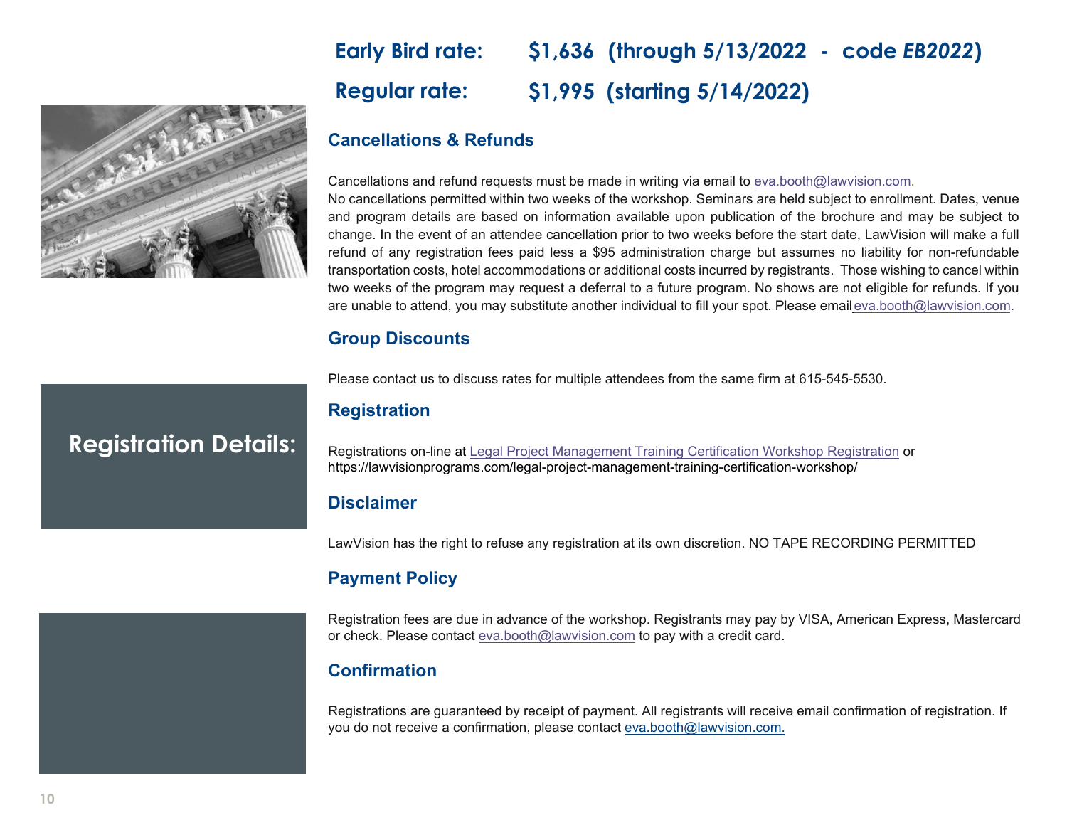## Early Bird rate: $1,636 (through 5/13/2022 - code *EB2022*)

## Regular rate: $1,995 (starting 5/14/2022)

# Registration Details:

### Cancellations & Refunds

Cancellations and refund requests must be made in writing via email to eva.booth@lawvision.com.
No cancellations permitted within two weeks of the workshop. Seminars are held subject to enrollment. Dates, venue and program details are based on information available upon publication of the brochure and may be subject to change. In the event of an attendee cancellation prior to two weeks before the start date, LawVision will make a full refund of any registration fees paid less a $95 administration charge but assumes no liability for non-refundable transportation costs, hotel accommodations or additional costs incurred by registrants. Those wishing to cancel within two weeks of the program may request a deferral to a future program. No shows are not eligible for refunds. If you are unable to attend, you may substitute another individual to fill your spot. Please email eva.booth@lawvision.com.

### Group Discounts

Please contact us to discuss rates for multiple attendees from the same firm at 615-545-5530.

### Registration

Registrations on-line at Legal Project Management Training Certification Workshop Registration or https://lawvisionprograms.com/legal-project-management-training-certification-workshop/

### Disclaimer

LawVision has the right to refuse any registration at its own discretion. NO TAPE RECORDING PERMITTED

### Payment Policy

Registration fees are due in advance of the workshop. Registrants may pay by VISA, American Express, Mastercard or check. Please contact eva.booth@lawvision.com to pay with a credit card.

### Confirmation

Registrations are guaranteed by receipt of payment. All registrants will receive email confirmation of registration. If you do not receive a confirmation, please contact eva.booth@lawvision.com.